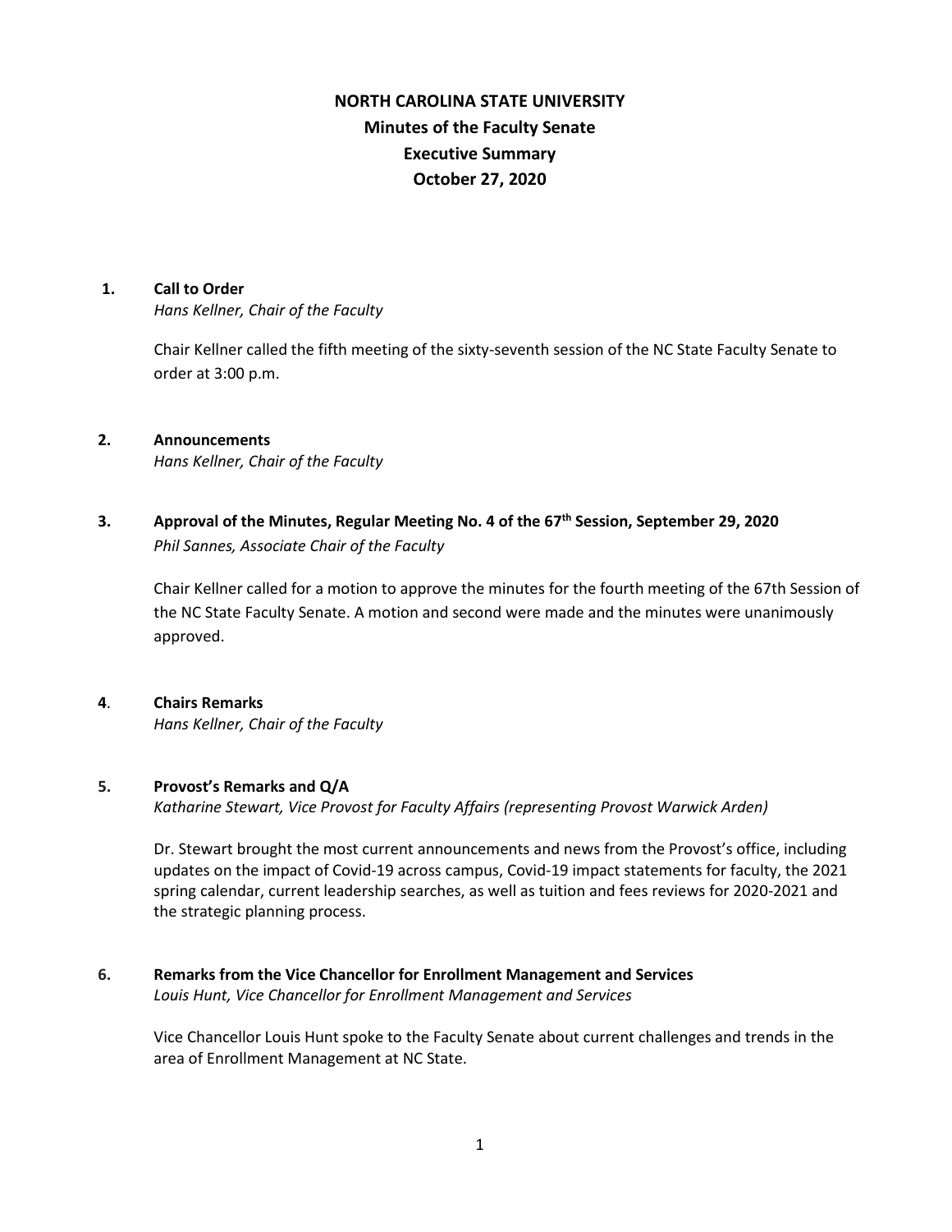# NORTH CAROLINA STATE UNIVERSITY
## Minutes of the Faculty Senate
## Executive Summary
## October 27, 2020

**1. Call to Order**
*Hans Kellner, Chair of the Faculty*

Chair Kellner called the fifth meeting of the sixty-seventh session of the NC State Faculty Senate to order at 3:00 p.m.

**2. Announcements**
*Hans Kellner, Chair of the Faculty*

**3. Approval of the Minutes, Regular Meeting No. 4 of the 67th Session, September 29, 2020**
*Phil Sannes, Associate Chair of the Faculty*

Chair Kellner called for a motion to approve the minutes for the fourth meeting of the 67th Session of the NC State Faculty Senate. A motion and second were made and the minutes were unanimously approved.

**4. Chairs Remarks**
*Hans Kellner, Chair of the Faculty*

**5. Provost's Remarks and Q/A**
*Katharine Stewart, Vice Provost for Faculty Affairs (representing Provost Warwick Arden)*

Dr. Stewart brought the most current announcements and news from the Provost's office, including updates on the impact of Covid-19 across campus, Covid-19 impact statements for faculty, the 2021 spring calendar, current leadership searches, as well as tuition and fees reviews for 2020-2021 and the strategic planning process.

**6. Remarks from the Vice Chancellor for Enrollment Management and Services**
*Louis Hunt, Vice Chancellor for Enrollment Management and Services*

Vice Chancellor Louis Hunt spoke to the Faculty Senate about current challenges and trends in the area of Enrollment Management at NC State.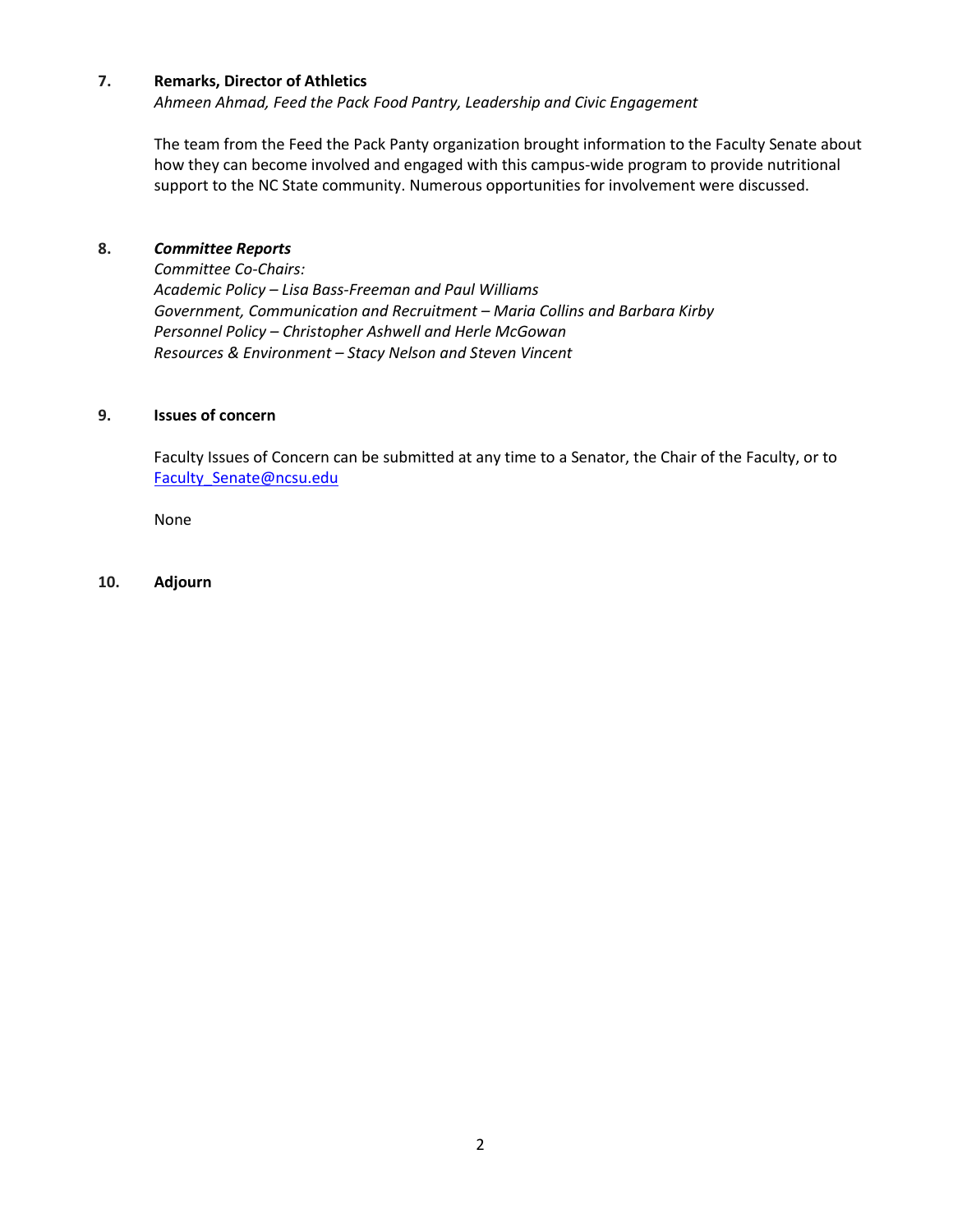**7. Remarks, Director of Athletics**

*Ahmeen Ahmad, Feed the Pack Food Pantry, Leadership and Civic Engagement*

The team from the Feed the Pack Panty organization brought information to the Faculty Senate about how they can become involved and engaged with this campus-wide program to provide nutritional support to the NC State community. Numerous opportunities for involvement were discussed.

**8. *Committee Reports***

*Committee Co-Chairs:*
*Academic Policy – Lisa Bass-Freeman and Paul Williams*
*Government, Communication and Recruitment – Maria Collins and Barbara Kirby*
*Personnel Policy – Christopher Ashwell and Herle McGowan*
*Resources & Environment – Stacy Nelson and Steven Vincent*

**9. Issues of concern**

Faculty Issues of Concern can be submitted at any time to a Senator, the Chair of the Faculty, or to [Faculty_Senate@ncsu.edu](mailto:Faculty_Senate@ncsu.edu)

None

**10. Adjourn**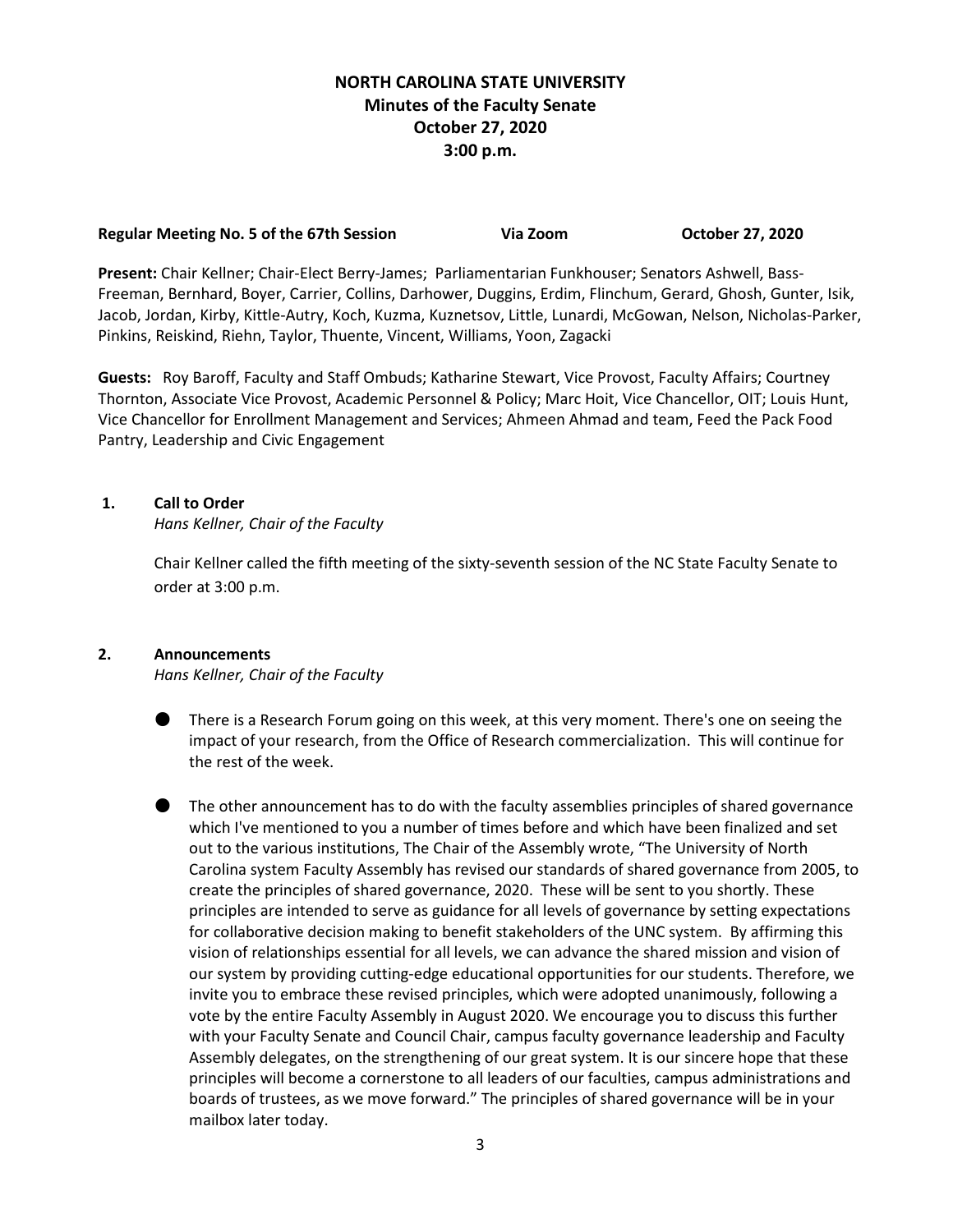# NORTH CAROLINA STATE UNIVERSITY
## Minutes of the Faculty Senate
## October 27, 2020
## 3:00 p.m.

**Regular Meeting No. 5 of the 67th Session** **Via Zoom** **October 27, 2020**

**Present:** Chair Kellner; Chair-Elect Berry-James; Parliamentarian Funkhouser; Senators Ashwell, Bass-Freeman, Bernhard, Boyer, Carrier, Collins, Darhower, Duggins, Erdim, Flinchum, Gerard, Ghosh, Gunter, Isik, Jacob, Jordan, Kirby, Kittle-Autry, Koch, Kuzma, Kuznetsov, Little, Lunardi, McGowan, Nelson, Nicholas-Parker, Pinkins, Reiskind, Riehn, Taylor, Thuente, Vincent, Williams, Yoon, Zagacki

**Guests:** Roy Baroff, Faculty and Staff Ombuds; Katharine Stewart, Vice Provost, Faculty Affairs; Courtney Thornton, Associate Vice Provost, Academic Personnel & Policy; Marc Hoit, Vice Chancellor, OIT; Louis Hunt, Vice Chancellor for Enrollment Management and Services; Ahmeen Ahmad and team, Feed the Pack Food Pantry, Leadership and Civic Engagement

**1. Call to Order**
*Hans Kellner, Chair of the Faculty*

Chair Kellner called the fifth meeting of the sixty-seventh session of the NC State Faculty Senate to order at 3:00 p.m.

**2. Announcements**
*Hans Kellner, Chair of the Faculty*

- There is a Research Forum going on this week, at this very moment. There's one on seeing the impact of your research, from the Office of Research commercialization. This will continue for the rest of the week.

- The other announcement has to do with the faculty assemblies principles of shared governance which I've mentioned to you a number of times before and which have been finalized and set out to the various institutions, The Chair of the Assembly wrote, "The University of North Carolina system Faculty Assembly has revised our standards of shared governance from 2005, to create the principles of shared governance, 2020. These will be sent to you shortly. These principles are intended to serve as guidance for all levels of governance by setting expectations for collaborative decision making to benefit stakeholders of the UNC system. By affirming this vision of relationships essential for all levels, we can advance the shared mission and vision of our system by providing cutting-edge educational opportunities for our students. Therefore, we invite you to embrace these revised principles, which were adopted unanimously, following a vote by the entire Faculty Assembly in August 2020. We encourage you to discuss this further with your Faculty Senate and Council Chair, campus faculty governance leadership and Faculty Assembly delegates, on the strengthening of our great system. It is our sincere hope that these principles will become a cornerstone to all leaders of our faculties, campus administrations and boards of trustees, as we move forward." The principles of shared governance will be in your mailbox later today.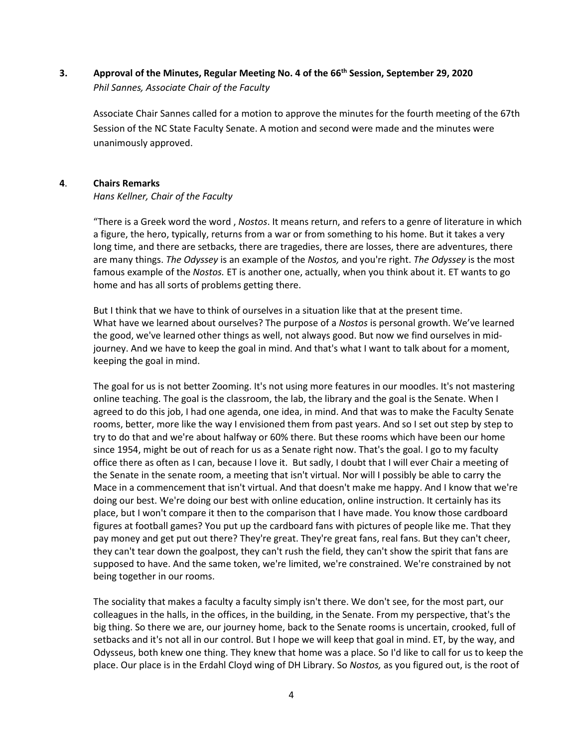### 3. Approval of the Minutes, Regular Meeting No. 4 of the 66th Session, September 29, 2020

*Phil Sannes, Associate Chair of the Faculty*

Associate Chair Sannes called for a motion to approve the minutes for the fourth meeting of the 67th Session of the NC State Faculty Senate. A motion and second were made and the minutes were unanimously approved.

### 4. Chairs Remarks

*Hans Kellner, Chair of the Faculty*

"There is a Greek word the word , *Nostos*. It means return, and refers to a genre of literature in which a figure, the hero, typically, returns from a war or from something to his home. But it takes a very long time, and there are setbacks, there are tragedies, there are losses, there are adventures, there are many things. *The Odyssey* is an example of the *Nostos,* and you're right. *The Odyssey* is the most famous example of the *Nostos.* ET is another one, actually, when you think about it. ET wants to go home and has all sorts of problems getting there.

But I think that we have to think of ourselves in a situation like that at the present time. What have we learned about ourselves? The purpose of a *Nostos* is personal growth. We've learned the good, we've learned other things as well, not always good. But now we find ourselves in mid-journey. And we have to keep the goal in mind. And that's what I want to talk about for a moment, keeping the goal in mind.

The goal for us is not better Zooming. It's not using more features in our moodles. It's not mastering online teaching. The goal is the classroom, the lab, the library and the goal is the Senate. When I agreed to do this job, I had one agenda, one idea, in mind. And that was to make the Faculty Senate rooms, better, more like the way I envisioned them from past years. And so I set out step by step to try to do that and we're about halfway or 60% there. But these rooms which have been our home since 1954, might be out of reach for us as a Senate right now. That's the goal. I go to my faculty office there as often as I can, because I love it. But sadly, I doubt that I will ever Chair a meeting of the Senate in the senate room, a meeting that isn't virtual. Nor will I possibly be able to carry the Mace in a commencement that isn't virtual. And that doesn't make me happy. And I know that we're doing our best. We're doing our best with online education, online instruction. It certainly has its place, but I won't compare it then to the comparison that I have made. You know those cardboard figures at football games? You put up the cardboard fans with pictures of people like me. That they pay money and get put out there? They're great. They're great fans, real fans. But they can't cheer, they can't tear down the goalpost, they can't rush the field, they can't show the spirit that fans are supposed to have. And the same token, we're limited, we're constrained. We're constrained by not being together in our rooms.

The sociality that makes a faculty a faculty simply isn't there. We don't see, for the most part, our colleagues in the halls, in the offices, in the building, in the Senate. From my perspective, that's the big thing. So there we are, our journey home, back to the Senate rooms is uncertain, crooked, full of setbacks and it's not all in our control. But I hope we will keep that goal in mind. ET, by the way, and Odysseus, both knew one thing. They knew that home was a place. So I'd like to call for us to keep the place. Our place is in the Erdahl Cloyd wing of DH Library. So *Nostos,* as you figured out, is the root of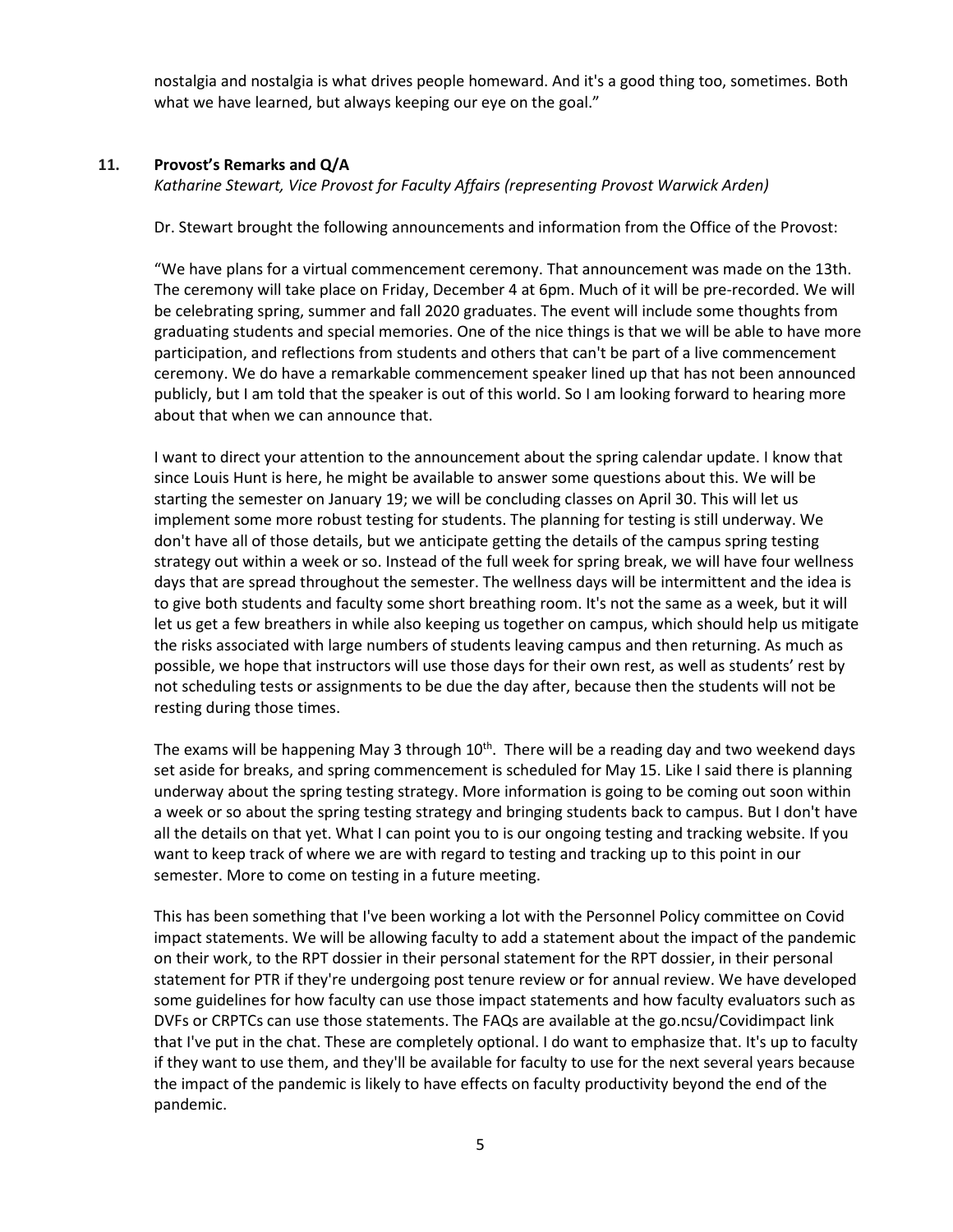nostalgia and nostalgia is what drives people homeward. And it's a good thing too, sometimes. Both what we have learned, but always keeping our eye on the goal."

**11. Provost's Remarks and Q/A**

*Katharine Stewart, Vice Provost for Faculty Affairs (representing Provost Warwick Arden)*

Dr. Stewart brought the following announcements and information from the Office of the Provost:

"We have plans for a virtual commencement ceremony. That announcement was made on the 13th. The ceremony will take place on Friday, December 4 at 6pm. Much of it will be pre-recorded. We will be celebrating spring, summer and fall 2020 graduates. The event will include some thoughts from graduating students and special memories. One of the nice things is that we will be able to have more participation, and reflections from students and others that can't be part of a live commencement ceremony. We do have a remarkable commencement speaker lined up that has not been announced publicly, but I am told that the speaker is out of this world. So I am looking forward to hearing more about that when we can announce that.

I want to direct your attention to the announcement about the spring calendar update. I know that since Louis Hunt is here, he might be available to answer some questions about this. We will be starting the semester on January 19; we will be concluding classes on April 30. This will let us implement some more robust testing for students. The planning for testing is still underway. We don't have all of those details, but we anticipate getting the details of the campus spring testing strategy out within a week or so. Instead of the full week for spring break, we will have four wellness days that are spread throughout the semester. The wellness days will be intermittent and the idea is to give both students and faculty some short breathing room. It's not the same as a week, but it will let us get a few breathers in while also keeping us together on campus, which should help us mitigate the risks associated with large numbers of students leaving campus and then returning. As much as possible, we hope that instructors will use those days for their own rest, as well as students' rest by not scheduling tests or assignments to be due the day after, because then the students will not be resting during those times.

The exams will be happening May 3 through 10th. There will be a reading day and two weekend days set aside for breaks, and spring commencement is scheduled for May 15. Like I said there is planning underway about the spring testing strategy. More information is going to be coming out soon within a week or so about the spring testing strategy and bringing students back to campus. But I don't have all the details on that yet. What I can point you to is our ongoing testing and tracking website. If you want to keep track of where we are with regard to testing and tracking up to this point in our semester. More to come on testing in a future meeting.

This has been something that I've been working a lot with the Personnel Policy committee on Covid impact statements. We will be allowing faculty to add a statement about the impact of the pandemic on their work, to the RPT dossier in their personal statement for the RPT dossier, in their personal statement for PTR if they're undergoing post tenure review or for annual review. We have developed some guidelines for how faculty can use those impact statements and how faculty evaluators such as DVFs or CRPTCs can use those statements. The FAQs are available at the go.ncsu/Covidimpact link that I've put in the chat. These are completely optional. I do want to emphasize that. It's up to faculty if they want to use them, and they'll be available for faculty to use for the next several years because the impact of the pandemic is likely to have effects on faculty productivity beyond the end of the pandemic.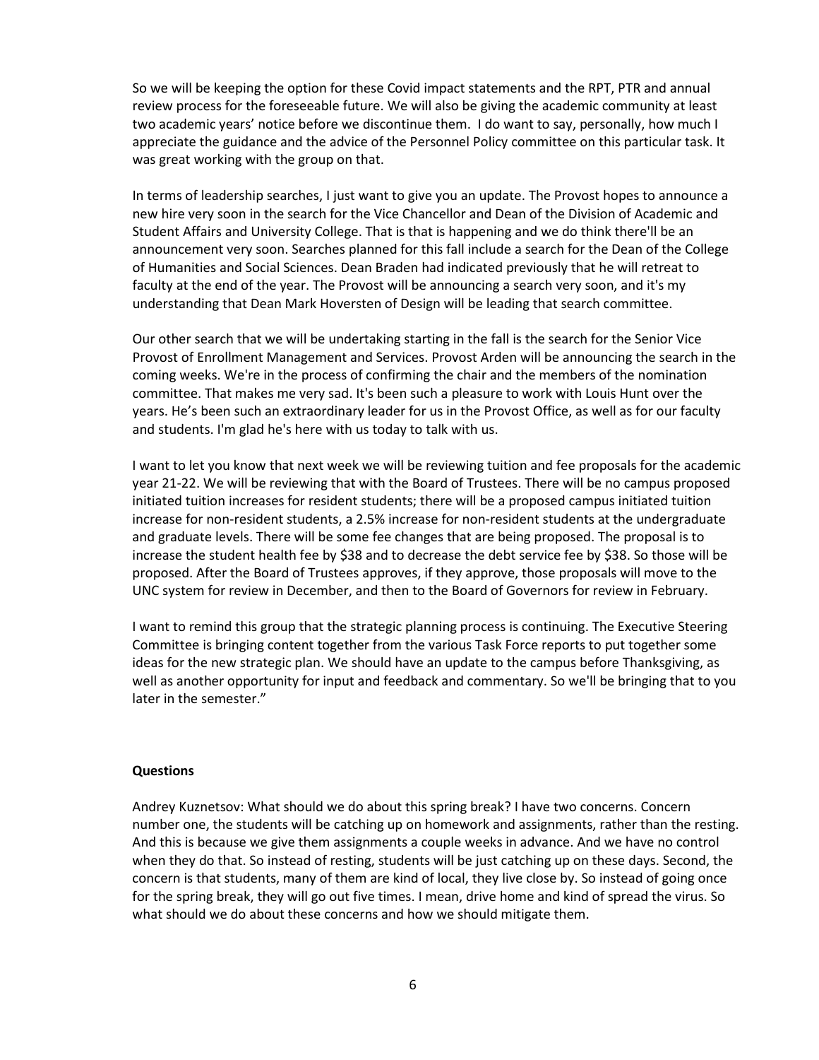So we will be keeping the option for these Covid impact statements and the RPT, PTR and annual review process for the foreseeable future. We will also be giving the academic community at least two academic years' notice before we discontinue them. I do want to say, personally, how much I appreciate the guidance and the advice of the Personnel Policy committee on this particular task. It was great working with the group on that.

In terms of leadership searches, I just want to give you an update. The Provost hopes to announce a new hire very soon in the search for the Vice Chancellor and Dean of the Division of Academic and Student Affairs and University College. That is that is happening and we do think there'll be an announcement very soon. Searches planned for this fall include a search for the Dean of the College of Humanities and Social Sciences. Dean Braden had indicated previously that he will retreat to faculty at the end of the year. The Provost will be announcing a search very soon, and it's my understanding that Dean Mark Hoversten of Design will be leading that search committee.

Our other search that we will be undertaking starting in the fall is the search for the Senior Vice Provost of Enrollment Management and Services. Provost Arden will be announcing the search in the coming weeks. We're in the process of confirming the chair and the members of the nomination committee. That makes me very sad. It's been such a pleasure to work with Louis Hunt over the years. He's been such an extraordinary leader for us in the Provost Office, as well as for our faculty and students. I'm glad he's here with us today to talk with us.

I want to let you know that next week we will be reviewing tuition and fee proposals for the academic year 21-22. We will be reviewing that with the Board of Trustees. There will be no campus proposed initiated tuition increases for resident students; there will be a proposed campus initiated tuition increase for non-resident students, a 2.5% increase for non-resident students at the undergraduate and graduate levels. There will be some fee changes that are being proposed. The proposal is to increase the student health fee by $38 and to decrease the debt service fee by $38. So those will be proposed. After the Board of Trustees approves, if they approve, those proposals will move to the UNC system for review in December, and then to the Board of Governors for review in February.

I want to remind this group that the strategic planning process is continuing. The Executive Steering Committee is bringing content together from the various Task Force reports to put together some ideas for the new strategic plan. We should have an update to the campus before Thanksgiving, as well as another opportunity for input and feedback and commentary. So we'll be bringing that to you later in the semester."

**Questions**

Andrey Kuznetsov: What should we do about this spring break? I have two concerns. Concern number one, the students will be catching up on homework and assignments, rather than the resting. And this is because we give them assignments a couple weeks in advance. And we have no control when they do that. So instead of resting, students will be just catching up on these days. Second, the concern is that students, many of them are kind of local, they live close by. So instead of going once for the spring break, they will go out five times. I mean, drive home and kind of spread the virus. So what should we do about these concerns and how we should mitigate them.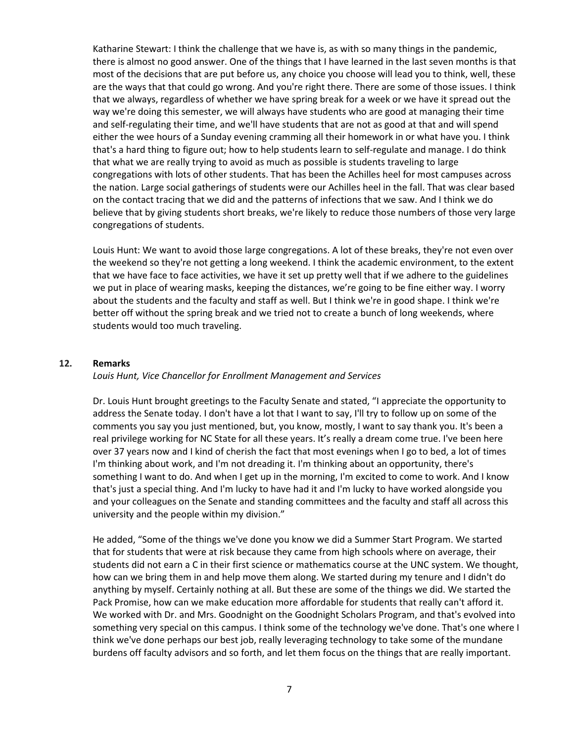Katharine Stewart: I think the challenge that we have is, as with so many things in the pandemic, there is almost no good answer. One of the things that I have learned in the last seven months is that most of the decisions that are put before us, any choice you choose will lead you to think, well, these are the ways that that could go wrong. And you're right there. There are some of those issues. I think that we always, regardless of whether we have spring break for a week or we have it spread out the way we're doing this semester, we will always have students who are good at managing their time and self-regulating their time, and we'll have students that are not as good at that and will spend either the wee hours of a Sunday evening cramming all their homework in or what have you. I think that's a hard thing to figure out; how to help students learn to self-regulate and manage. I do think that what we are really trying to avoid as much as possible is students traveling to large congregations with lots of other students. That has been the Achilles heel for most campuses across the nation. Large social gatherings of students were our Achilles heel in the fall. That was clear based on the contact tracing that we did and the patterns of infections that we saw. And I think we do believe that by giving students short breaks, we're likely to reduce those numbers of those very large congregations of students.

Louis Hunt: We want to avoid those large congregations. A lot of these breaks, they're not even over the weekend so they're not getting a long weekend. I think the academic environment, to the extent that we have face to face activities, we have it set up pretty well that if we adhere to the guidelines we put in place of wearing masks, keeping the distances, we're going to be fine either way. I worry about the students and the faculty and staff as well. But I think we're in good shape. I think we're better off without the spring break and we tried not to create a bunch of long weekends, where students would too much traveling.

### 12. Remarks

*Louis Hunt, Vice Chancellor for Enrollment Management and Services*

Dr. Louis Hunt brought greetings to the Faculty Senate and stated, "I appreciate the opportunity to address the Senate today. I don't have a lot that I want to say, I'll try to follow up on some of the comments you say you just mentioned, but, you know, mostly, I want to say thank you. It's been a real privilege working for NC State for all these years. It's really a dream come true. I've been here over 37 years now and I kind of cherish the fact that most evenings when I go to bed, a lot of times I'm thinking about work, and I'm not dreading it. I'm thinking about an opportunity, there's something I want to do. And when I get up in the morning, I'm excited to come to work. And I know that's just a special thing. And I'm lucky to have had it and I'm lucky to have worked alongside you and your colleagues on the Senate and standing committees and the faculty and staff all across this university and the people within my division."

He added, "Some of the things we've done you know we did a Summer Start Program. We started that for students that were at risk because they came from high schools where on average, their students did not earn a C in their first science or mathematics course at the UNC system. We thought, how can we bring them in and help move them along. We started during my tenure and I didn't do anything by myself. Certainly nothing at all. But these are some of the things we did. We started the Pack Promise, how can we make education more affordable for students that really can't afford it. We worked with Dr. and Mrs. Goodnight on the Goodnight Scholars Program, and that's evolved into something very special on this campus. I think some of the technology we've done. That's one where I think we've done perhaps our best job, really leveraging technology to take some of the mundane burdens off faculty advisors and so forth, and let them focus on the things that are really important.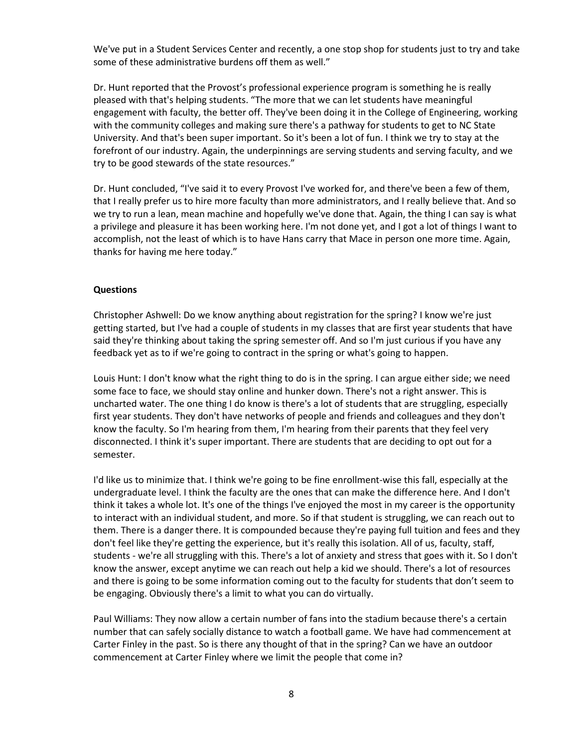We've put in a Student Services Center and recently, a one stop shop for students just to try and take some of these administrative burdens off them as well."

Dr. Hunt reported that the Provost's professional experience program is something he is really pleased with that's helping students. "The more that we can let students have meaningful engagement with faculty, the better off. They've been doing it in the College of Engineering, working with the community colleges and making sure there's a pathway for students to get to NC State University. And that's been super important. So it's been a lot of fun. I think we try to stay at the forefront of our industry. Again, the underpinnings are serving students and serving faculty, and we try to be good stewards of the state resources."

Dr. Hunt concluded, "I've said it to every Provost I've worked for, and there've been a few of them, that I really prefer us to hire more faculty than more administrators, and I really believe that. And so we try to run a lean, mean machine and hopefully we've done that. Again, the thing I can say is what a privilege and pleasure it has been working here. I'm not done yet, and I got a lot of things I want to accomplish, not the least of which is to have Hans carry that Mace in person one more time. Again, thanks for having me here today."

**Questions**

Christopher Ashwell: Do we know anything about registration for the spring? I know we're just getting started, but I've had a couple of students in my classes that are first year students that have said they're thinking about taking the spring semester off. And so I'm just curious if you have any feedback yet as to if we're going to contract in the spring or what's going to happen.

Louis Hunt: I don't know what the right thing to do is in the spring. I can argue either side; we need some face to face, we should stay online and hunker down. There's not a right answer. This is uncharted water. The one thing I do know is there's a lot of students that are struggling, especially first year students. They don't have networks of people and friends and colleagues and they don't know the faculty. So I'm hearing from them, I'm hearing from their parents that they feel very disconnected. I think it's super important. There are students that are deciding to opt out for a semester.

I'd like us to minimize that. I think we're going to be fine enrollment-wise this fall, especially at the undergraduate level. I think the faculty are the ones that can make the difference here. And I don't think it takes a whole lot. It's one of the things I've enjoyed the most in my career is the opportunity to interact with an individual student, and more. So if that student is struggling, we can reach out to them. There is a danger there. It is compounded because they're paying full tuition and fees and they don't feel like they're getting the experience, but it's really this isolation. All of us, faculty, staff, students - we're all struggling with this. There's a lot of anxiety and stress that goes with it. So I don't know the answer, except anytime we can reach out help a kid we should. There's a lot of resources and there is going to be some information coming out to the faculty for students that don't seem to be engaging. Obviously there's a limit to what you can do virtually.

Paul Williams: They now allow a certain number of fans into the stadium because there's a certain number that can safely socially distance to watch a football game. We have had commencement at Carter Finley in the past. So is there any thought of that in the spring? Can we have an outdoor commencement at Carter Finley where we limit the people that come in?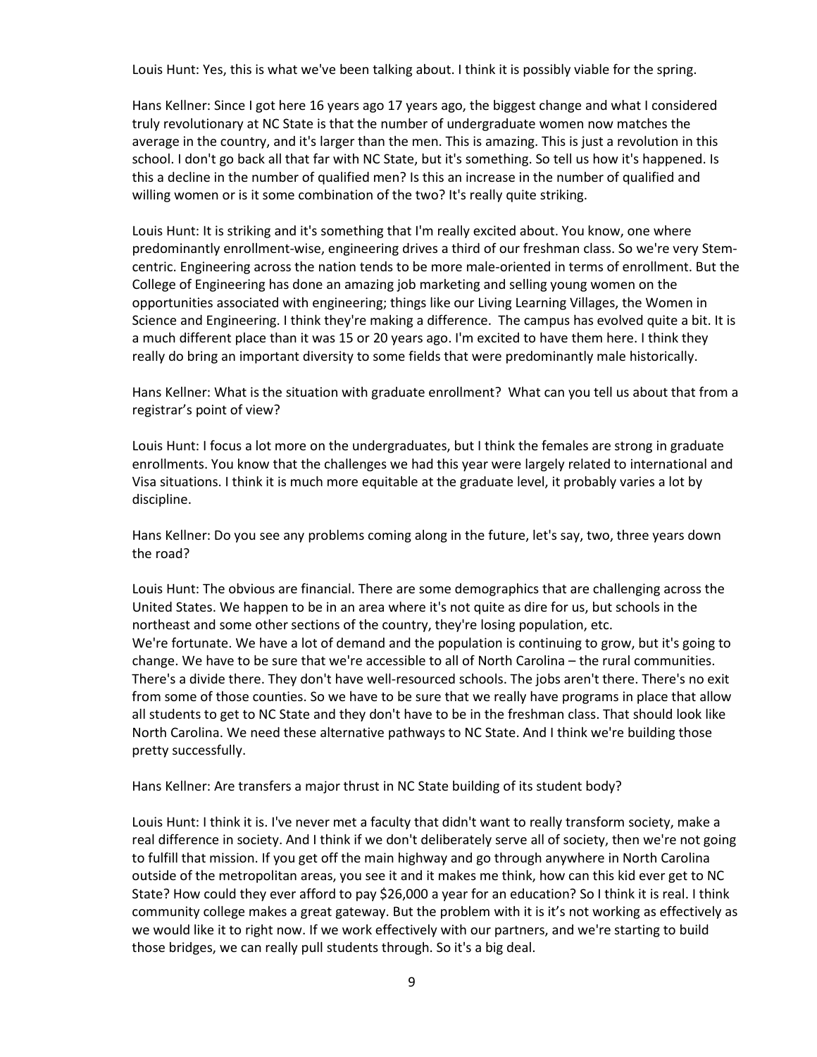Louis Hunt: Yes, this is what we've been talking about. I think it is possibly viable for the spring.

Hans Kellner: Since I got here 16 years ago 17 years ago, the biggest change and what I considered truly revolutionary at NC State is that the number of undergraduate women now matches the average in the country, and it's larger than the men. This is amazing. This is just a revolution in this school. I don't go back all that far with NC State, but it's something. So tell us how it's happened. Is this a decline in the number of qualified men? Is this an increase in the number of qualified and willing women or is it some combination of the two? It's really quite striking.

Louis Hunt: It is striking and it's something that I'm really excited about. You know, one where predominantly enrollment-wise, engineering drives a third of our freshman class. So we're very Stem-centric. Engineering across the nation tends to be more male-oriented in terms of enrollment. But the College of Engineering has done an amazing job marketing and selling young women on the opportunities associated with engineering; things like our Living Learning Villages, the Women in Science and Engineering. I think they're making a difference. The campus has evolved quite a bit. It is a much different place than it was 15 or 20 years ago. I'm excited to have them here. I think they really do bring an important diversity to some fields that were predominantly male historically.

Hans Kellner: What is the situation with graduate enrollment? What can you tell us about that from a registrar's point of view?

Louis Hunt: I focus a lot more on the undergraduates, but I think the females are strong in graduate enrollments. You know that the challenges we had this year were largely related to international and Visa situations. I think it is much more equitable at the graduate level, it probably varies a lot by discipline.

Hans Kellner: Do you see any problems coming along in the future, let's say, two, three years down the road?

Louis Hunt: The obvious are financial. There are some demographics that are challenging across the United States. We happen to be in an area where it's not quite as dire for us, but schools in the northeast and some other sections of the country, they're losing population, etc.
We're fortunate. We have a lot of demand and the population is continuing to grow, but it's going to change. We have to be sure that we're accessible to all of North Carolina – the rural communities. There's a divide there. They don't have well-resourced schools. The jobs aren't there. There's no exit from some of those counties. So we have to be sure that we really have programs in place that allow all students to get to NC State and they don't have to be in the freshman class. That should look like North Carolina. We need these alternative pathways to NC State. And I think we're building those pretty successfully.

Hans Kellner: Are transfers a major thrust in NC State building of its student body?

Louis Hunt: I think it is. I've never met a faculty that didn't want to really transform society, make a real difference in society. And I think if we don't deliberately serve all of society, then we're not going to fulfill that mission. If you get off the main highway and go through anywhere in North Carolina outside of the metropolitan areas, you see it and it makes me think, how can this kid ever get to NC State? How could they ever afford to pay $26,000 a year for an education? So I think it is real. I think community college makes a great gateway. But the problem with it is it's not working as effectively as we would like it to right now. If we work effectively with our partners, and we're starting to build those bridges, we can really pull students through. So it's a big deal.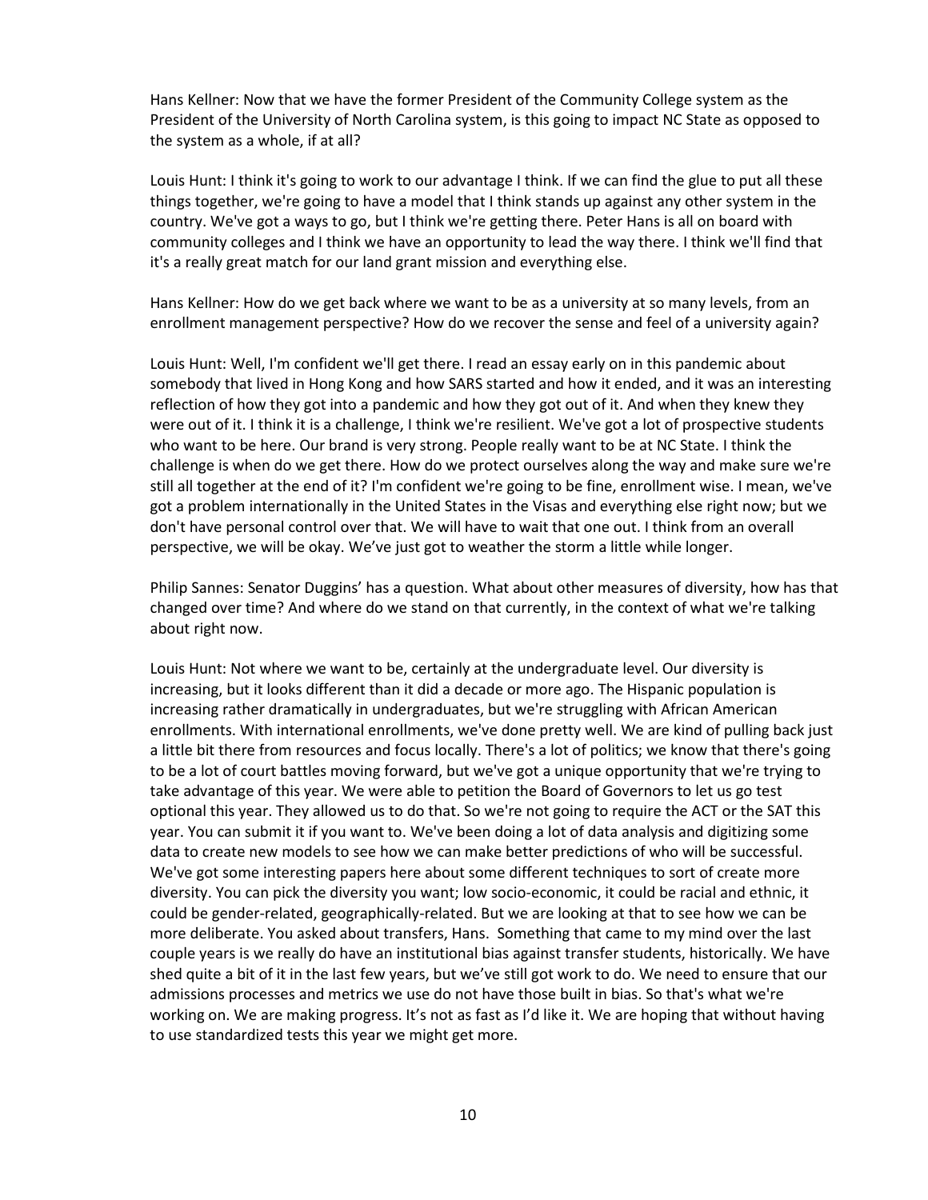Hans Kellner: Now that we have the former President of the Community College system as the President of the University of North Carolina system, is this going to impact NC State as opposed to the system as a whole, if at all?

Louis Hunt: I think it's going to work to our advantage I think. If we can find the glue to put all these things together, we're going to have a model that I think stands up against any other system in the country. We've got a ways to go, but I think we're getting there. Peter Hans is all on board with community colleges and I think we have an opportunity to lead the way there. I think we'll find that it's a really great match for our land grant mission and everything else.

Hans Kellner: How do we get back where we want to be as a university at so many levels, from an enrollment management perspective? How do we recover the sense and feel of a university again?

Louis Hunt: Well, I'm confident we'll get there. I read an essay early on in this pandemic about somebody that lived in Hong Kong and how SARS started and how it ended, and it was an interesting reflection of how they got into a pandemic and how they got out of it. And when they knew they were out of it. I think it is a challenge, I think we're resilient. We've got a lot of prospective students who want to be here. Our brand is very strong. People really want to be at NC State. I think the challenge is when do we get there. How do we protect ourselves along the way and make sure we're still all together at the end of it? I'm confident we're going to be fine, enrollment wise. I mean, we've got a problem internationally in the United States in the Visas and everything else right now; but we don't have personal control over that. We will have to wait that one out. I think from an overall perspective, we will be okay. We've just got to weather the storm a little while longer.

Philip Sannes: Senator Duggins' has a question. What about other measures of diversity, how has that changed over time? And where do we stand on that currently, in the context of what we're talking about right now.

Louis Hunt: Not where we want to be, certainly at the undergraduate level. Our diversity is increasing, but it looks different than it did a decade or more ago. The Hispanic population is increasing rather dramatically in undergraduates, but we're struggling with African American enrollments. With international enrollments, we've done pretty well. We are kind of pulling back just a little bit there from resources and focus locally. There's a lot of politics; we know that there's going to be a lot of court battles moving forward, but we've got a unique opportunity that we're trying to take advantage of this year. We were able to petition the Board of Governors to let us go test optional this year. They allowed us to do that. So we're not going to require the ACT or the SAT this year. You can submit it if you want to. We've been doing a lot of data analysis and digitizing some data to create new models to see how we can make better predictions of who will be successful. We've got some interesting papers here about some different techniques to sort of create more diversity. You can pick the diversity you want; low socio-economic, it could be racial and ethnic, it could be gender-related, geographically-related. But we are looking at that to see how we can be more deliberate. You asked about transfers, Hans. Something that came to my mind over the last couple years is we really do have an institutional bias against transfer students, historically. We have shed quite a bit of it in the last few years, but we've still got work to do. We need to ensure that our admissions processes and metrics we use do not have those built in bias. So that's what we're working on. We are making progress. It's not as fast as I'd like it. We are hoping that without having to use standardized tests this year we might get more.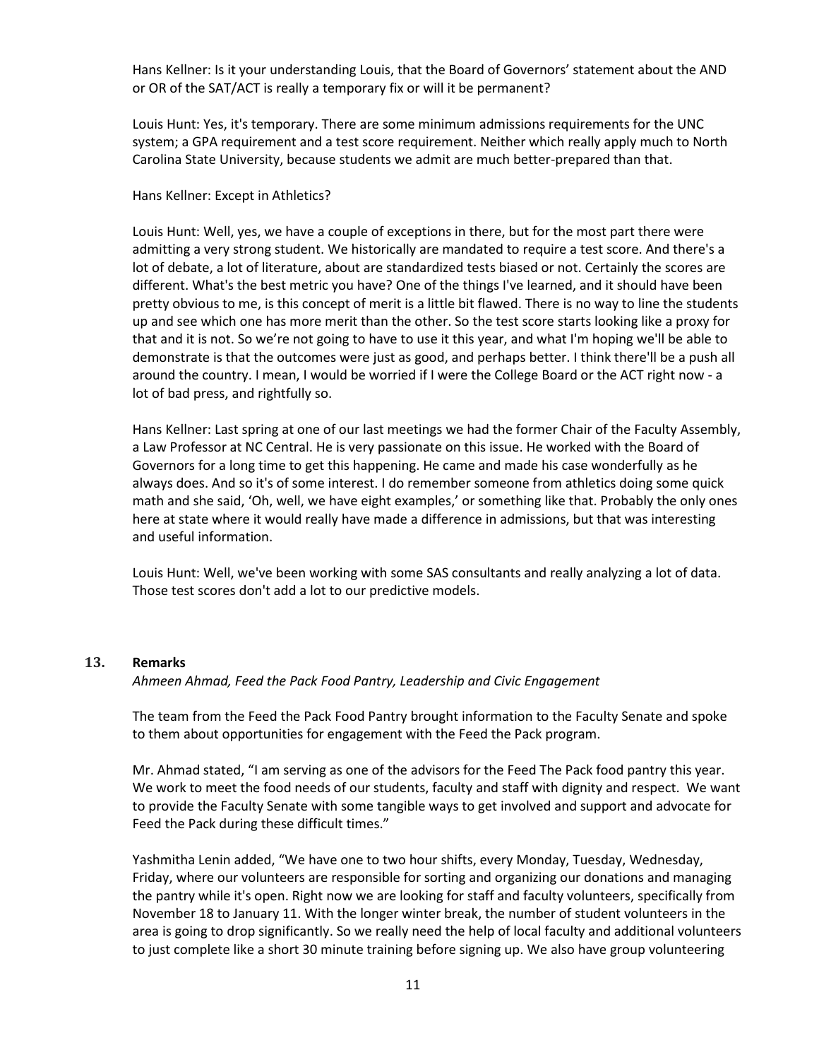Hans Kellner: Is it your understanding Louis, that the Board of Governors' statement about the AND or OR of the SAT/ACT is really a temporary fix or will it be permanent?

Louis Hunt: Yes, it's temporary. There are some minimum admissions requirements for the UNC system; a GPA requirement and a test score requirement. Neither which really apply much to North Carolina State University, because students we admit are much better-prepared than that.

Hans Kellner: Except in Athletics?

Louis Hunt: Well, yes, we have a couple of exceptions in there, but for the most part there were admitting a very strong student. We historically are mandated to require a test score. And there's a lot of debate, a lot of literature, about are standardized tests biased or not. Certainly the scores are different. What's the best metric you have? One of the things I've learned, and it should have been pretty obvious to me, is this concept of merit is a little bit flawed. There is no way to line the students up and see which one has more merit than the other. So the test score starts looking like a proxy for that and it is not. So we're not going to have to use it this year, and what I'm hoping we'll be able to demonstrate is that the outcomes were just as good, and perhaps better. I think there'll be a push all around the country. I mean, I would be worried if I were the College Board or the ACT right now - a lot of bad press, and rightfully so.

Hans Kellner: Last spring at one of our last meetings we had the former Chair of the Faculty Assembly, a Law Professor at NC Central. He is very passionate on this issue. He worked with the Board of Governors for a long time to get this happening. He came and made his case wonderfully as he always does. And so it's of some interest. I do remember someone from athletics doing some quick math and she said, 'Oh, well, we have eight examples,' or something like that. Probably the only ones here at state where it would really have made a difference in admissions, but that was interesting and useful information.

Louis Hunt: Well, we've been working with some SAS consultants and really analyzing a lot of data. Those test scores don't add a lot to our predictive models.

## 13. Remarks

*Ahmeen Ahmad, Feed the Pack Food Pantry, Leadership and Civic Engagement*

The team from the Feed the Pack Food Pantry brought information to the Faculty Senate and spoke to them about opportunities for engagement with the Feed the Pack program.

Mr. Ahmad stated, "I am serving as one of the advisors for the Feed The Pack food pantry this year. We work to meet the food needs of our students, faculty and staff with dignity and respect. We want to provide the Faculty Senate with some tangible ways to get involved and support and advocate for Feed the Pack during these difficult times."

Yashmitha Lenin added, "We have one to two hour shifts, every Monday, Tuesday, Wednesday, Friday, where our volunteers are responsible for sorting and organizing our donations and managing the pantry while it's open. Right now we are looking for staff and faculty volunteers, specifically from November 18 to January 11. With the longer winter break, the number of student volunteers in the area is going to drop significantly. So we really need the help of local faculty and additional volunteers to just complete like a short 30 minute training before signing up. We also have group volunteering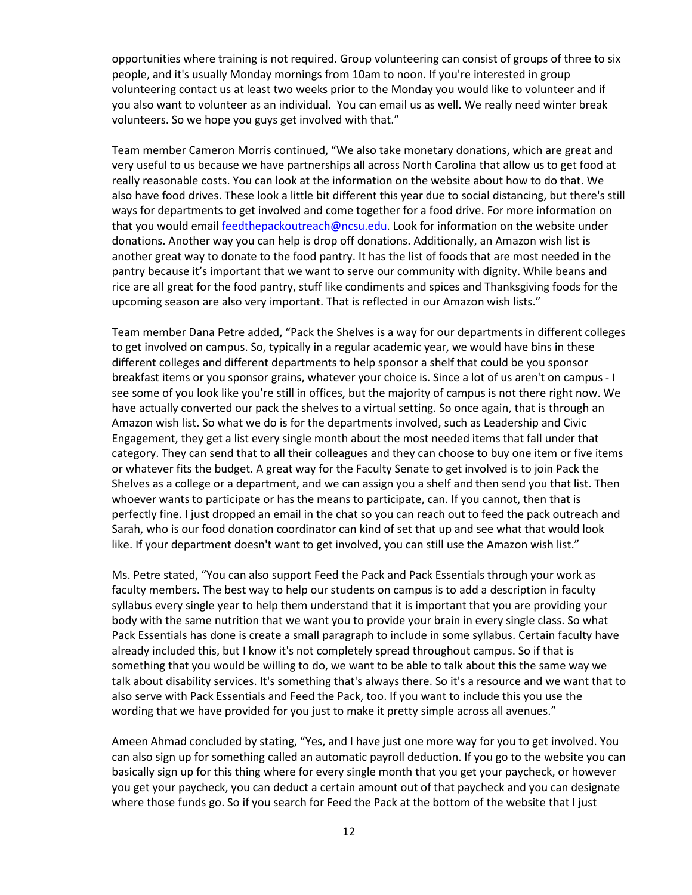opportunities where training is not required. Group volunteering can consist of groups of three to six people, and it's usually Monday mornings from 10am to noon. If you're interested in group volunteering contact us at least two weeks prior to the Monday you would like to volunteer and if you also want to volunteer as an individual. You can email us as well. We really need winter break volunteers. So we hope you guys get involved with that."

Team member Cameron Morris continued, "We also take monetary donations, which are great and very useful to us because we have partnerships all across North Carolina that allow us to get food at really reasonable costs. You can look at the information on the website about how to do that. We also have food drives. These look a little bit different this year due to social distancing, but there's still ways for departments to get involved and come together for a food drive. For more information on that you would email feedthepackoutreach@ncsu.edu. Look for information on the website under donations. Another way you can help is drop off donations. Additionally, an Amazon wish list is another great way to donate to the food pantry. It has the list of foods that are most needed in the pantry because it's important that we want to serve our community with dignity. While beans and rice are all great for the food pantry, stuff like condiments and spices and Thanksgiving foods for the upcoming season are also very important. That is reflected in our Amazon wish lists."

Team member Dana Petre added, "Pack the Shelves is a way for our departments in different colleges to get involved on campus. So, typically in a regular academic year, we would have bins in these different colleges and different departments to help sponsor a shelf that could be you sponsor breakfast items or you sponsor grains, whatever your choice is. Since a lot of us aren't on campus - I see some of you look like you're still in offices, but the majority of campus is not there right now. We have actually converted our pack the shelves to a virtual setting. So once again, that is through an Amazon wish list. So what we do is for the departments involved, such as Leadership and Civic Engagement, they get a list every single month about the most needed items that fall under that category. They can send that to all their colleagues and they can choose to buy one item or five items or whatever fits the budget. A great way for the Faculty Senate to get involved is to join Pack the Shelves as a college or a department, and we can assign you a shelf and then send you that list. Then whoever wants to participate or has the means to participate, can. If you cannot, then that is perfectly fine. I just dropped an email in the chat so you can reach out to feed the pack outreach and Sarah, who is our food donation coordinator can kind of set that up and see what that would look like. If your department doesn't want to get involved, you can still use the Amazon wish list."

Ms. Petre stated, "You can also support Feed the Pack and Pack Essentials through your work as faculty members. The best way to help our students on campus is to add a description in faculty syllabus every single year to help them understand that it is important that you are providing your body with the same nutrition that we want you to provide your brain in every single class. So what Pack Essentials has done is create a small paragraph to include in some syllabus. Certain faculty have already included this, but I know it's not completely spread throughout campus. So if that is something that you would be willing to do, we want to be able to talk about this the same way we talk about disability services. It's something that's always there. So it's a resource and we want that to also serve with Pack Essentials and Feed the Pack, too. If you want to include this you use the wording that we have provided for you just to make it pretty simple across all avenues."

Ameen Ahmad concluded by stating, "Yes, and I have just one more way for you to get involved. You can also sign up for something called an automatic payroll deduction. If you go to the website you can basically sign up for this thing where for every single month that you get your paycheck, or however you get your paycheck, you can deduct a certain amount out of that paycheck and you can designate where those funds go. So if you search for Feed the Pack at the bottom of the website that I just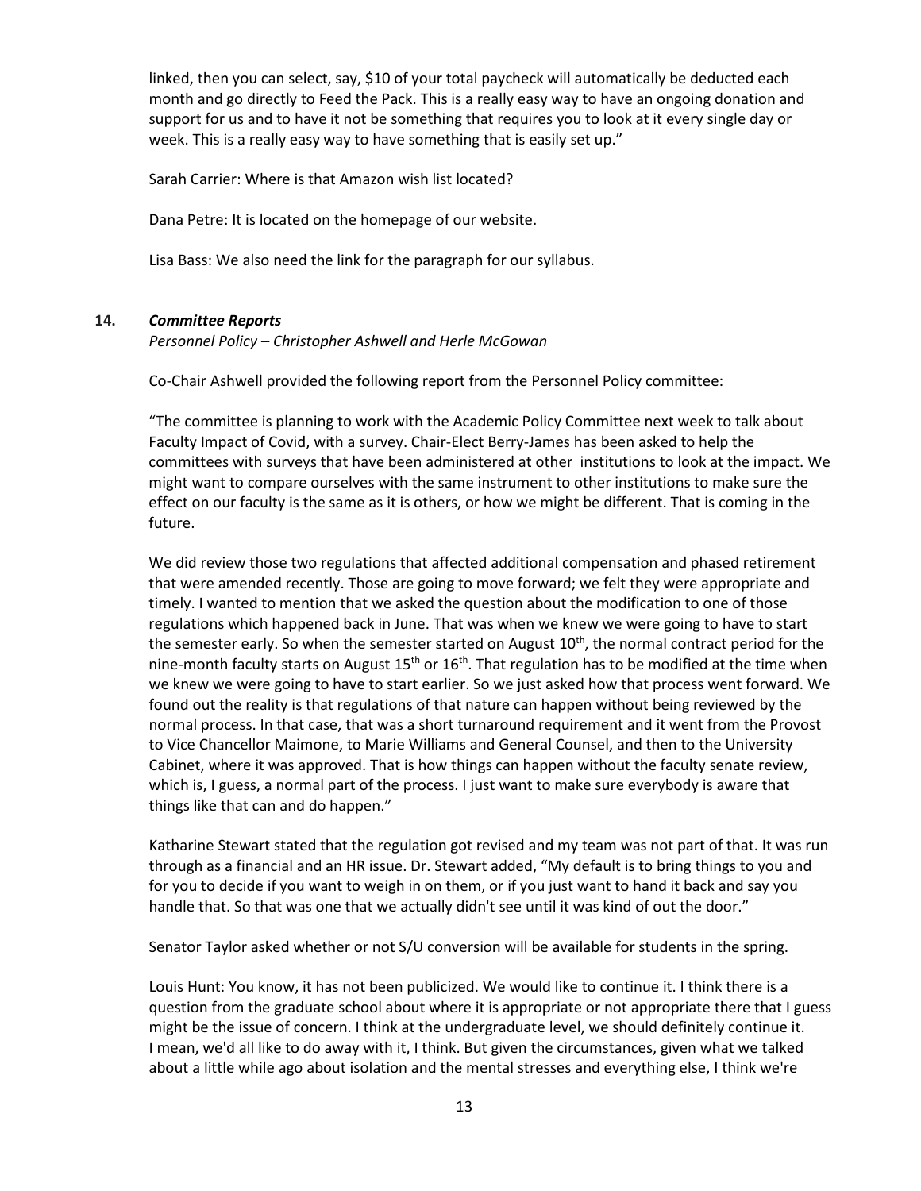linked, then you can select, say, $10 of your total paycheck will automatically be deducted each month and go directly to Feed the Pack. This is a really easy way to have an ongoing donation and support for us and to have it not be something that requires you to look at it every single day or week. This is a really easy way to have something that is easily set up."

Sarah Carrier: Where is that Amazon wish list located?

Dana Petre: It is located on the homepage of our website.

Lisa Bass: We also need the link for the paragraph for our syllabus.

**14.** ***Committee Reports***

*Personnel Policy – Christopher Ashwell and Herle McGowan*

Co-Chair Ashwell provided the following report from the Personnel Policy committee:

"The committee is planning to work with the Academic Policy Committee next week to talk about Faculty Impact of Covid, with a survey. Chair-Elect Berry-James has been asked to help the committees with surveys that have been administered at other institutions to look at the impact. We might want to compare ourselves with the same instrument to other institutions to make sure the effect on our faculty is the same as it is others, or how we might be different. That is coming in the future.

We did review those two regulations that affected additional compensation and phased retirement that were amended recently. Those are going to move forward; we felt they were appropriate and timely. I wanted to mention that we asked the question about the modification to one of those regulations which happened back in June. That was when we knew we were going to have to start the semester early. So when the semester started on August 10th, the normal contract period for the nine-month faculty starts on August 15th or 16th. That regulation has to be modified at the time when we knew we were going to have to start earlier. So we just asked how that process went forward. We found out the reality is that regulations of that nature can happen without being reviewed by the normal process. In that case, that was a short turnaround requirement and it went from the Provost to Vice Chancellor Maimone, to Marie Williams and General Counsel, and then to the University Cabinet, where it was approved. That is how things can happen without the faculty senate review, which is, I guess, a normal part of the process. I just want to make sure everybody is aware that things like that can and do happen."

Katharine Stewart stated that the regulation got revised and my team was not part of that. It was run through as a financial and an HR issue. Dr. Stewart added, "My default is to bring things to you and for you to decide if you want to weigh in on them, or if you just want to hand it back and say you handle that. So that was one that we actually didn't see until it was kind of out the door."

Senator Taylor asked whether or not S/U conversion will be available for students in the spring.

Louis Hunt: You know, it has not been publicized. We would like to continue it. I think there is a question from the graduate school about where it is appropriate or not appropriate there that I guess might be the issue of concern. I think at the undergraduate level, we should definitely continue it. I mean, we'd all like to do away with it, I think. But given the circumstances, given what we talked about a little while ago about isolation and the mental stresses and everything else, I think we're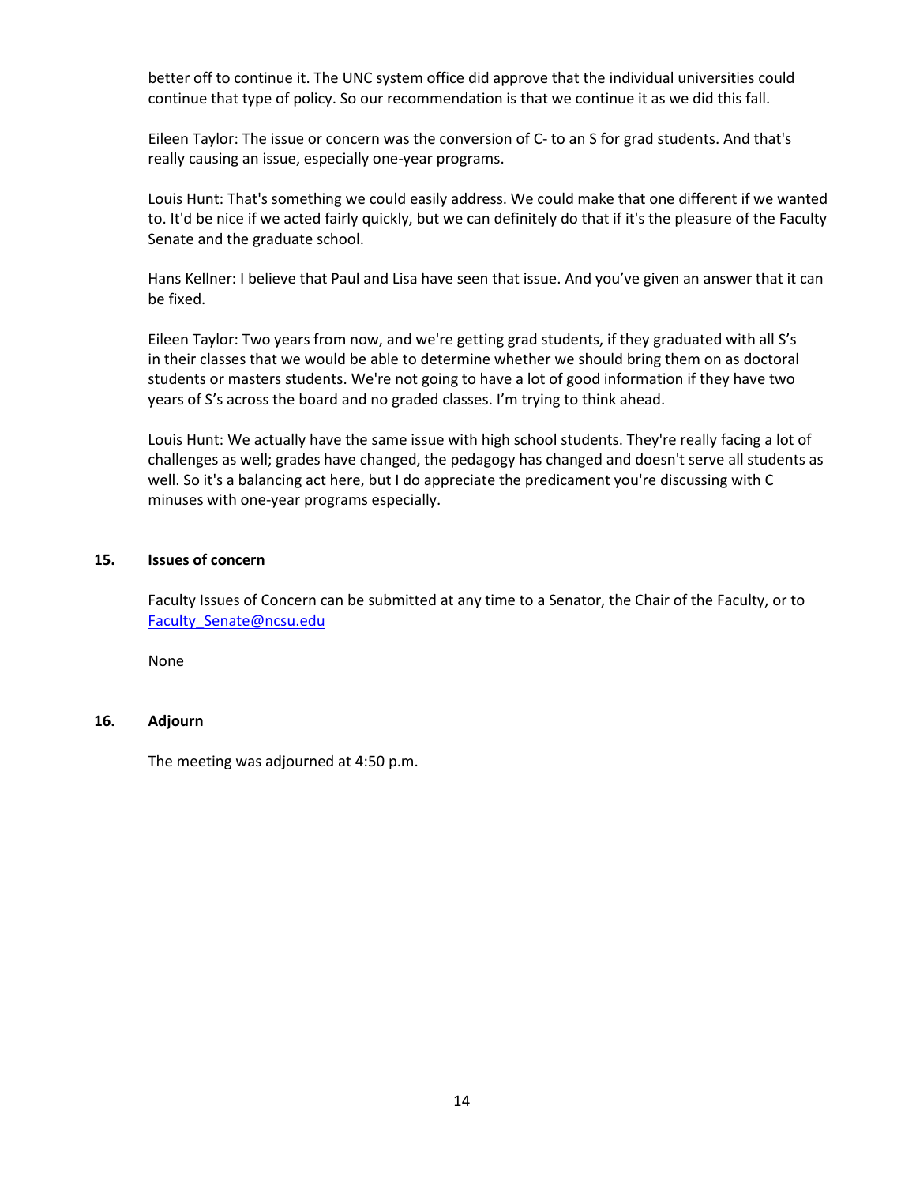better off to continue it. The UNC system office did approve that the individual universities could continue that type of policy. So our recommendation is that we continue it as we did this fall.

Eileen Taylor: The issue or concern was the conversion of C- to an S for grad students. And that's really causing an issue, especially one-year programs.

Louis Hunt: That's something we could easily address. We could make that one different if we wanted to. It'd be nice if we acted fairly quickly, but we can definitely do that if it's the pleasure of the Faculty Senate and the graduate school.

Hans Kellner: I believe that Paul and Lisa have seen that issue. And you've given an answer that it can be fixed.

Eileen Taylor: Two years from now, and we're getting grad students, if they graduated with all S's in their classes that we would be able to determine whether we should bring them on as doctoral students or masters students. We're not going to have a lot of good information if they have two years of S's across the board and no graded classes. I'm trying to think ahead.

Louis Hunt: We actually have the same issue with high school students. They're really facing a lot of challenges as well; grades have changed, the pedagogy has changed and doesn't serve all students as well. So it's a balancing act here, but I do appreciate the predicament you're discussing with C minuses with one-year programs especially.

## 15. Issues of concern

Faculty Issues of Concern can be submitted at any time to a Senator, the Chair of the Faculty, or to Faculty_Senate@ncsu.edu

None

## 16. Adjourn

The meeting was adjourned at 4:50 p.m.